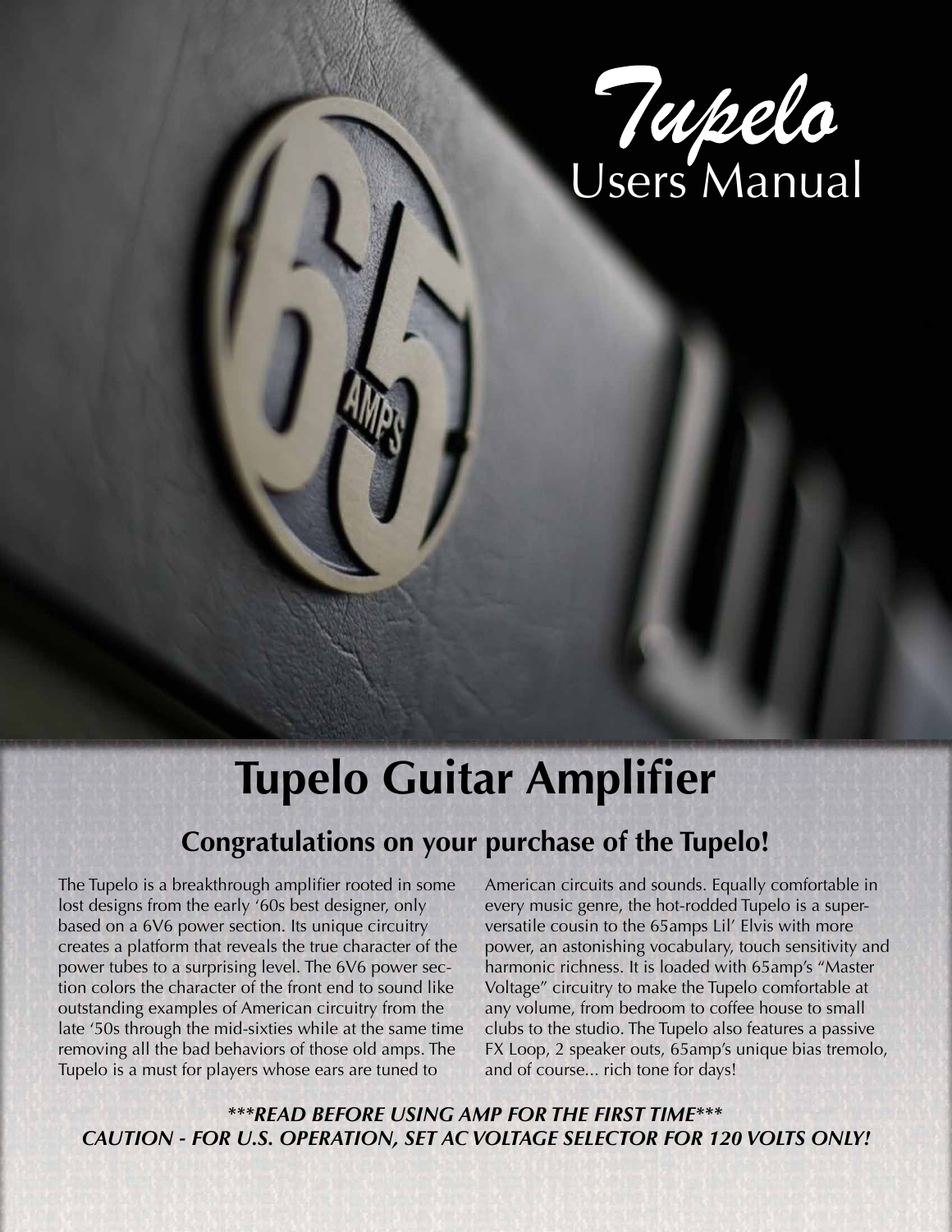# Tupelo
Users Manual

# Tupelo Guitar Amplifier

## Congratulations on your purchase of the Tupelo!

The Tupelo is a breakthrough amplifier rooted in some lost designs from the early '60s best designer, only based on a 6V6 power section. Its unique circuitry creates a platform that reveals the true character of the power tubes to a surprising level. The 6V6 power section colors the character of the front end to sound like outstanding examples of American circuitry from the late '50s through the mid-sixties while at the same time removing all the bad behaviors of those old amps. The Tupelo is a must for players whose ears are tuned to American circuits and sounds. Equally comfortable in every music genre, the hot-rodded Tupelo is a super-versatile cousin to the 65amps Lil' Elvis with more power, an astonishing vocabulary, touch sensitivity and harmonic richness. It is loaded with 65amp's "Master Voltage" circuitry to make the Tupelo comfortable at any volume, from bedroom to coffee house to small clubs to the studio. The Tupelo also features a passive FX Loop, 2 speaker outs, 65amp's unique bias tremolo, and of course... rich tone for days!

***\*\*\*READ BEFORE USING AMP FOR THE FIRST TIME\*\*\****
***CAUTION - FOR U.S. OPERATION, SET AC VOLTAGE SELECTOR FOR 120 VOLTS ONLY!***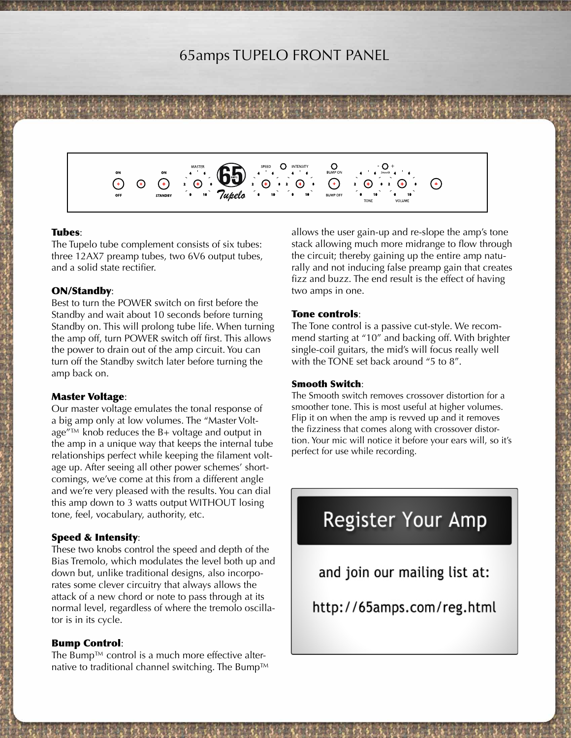# 65amps TUPELO FRONT PANEL

**Tubes**:
The Tupelo tube complement consists of six tubes: three 12AX7 preamp tubes, two 6V6 output tubes, and a solid state rectifier.

**ON/Standby**:
Best to turn the POWER switch on first before the Standby and wait about 10 seconds before turning Standby on. This will prolong tube life. When turning the amp off, turn POWER switch off first. This allows the power to drain out of the amp circuit. You can turn off the Standby switch later before turning the amp back on.

**Master Voltage**:
Our master voltage emulates the tonal response of a big amp only at low volumes. The "Master Voltage"™ knob reduces the B+ voltage and output in the amp in a unique way that keeps the internal tube relationships perfect while keeping the filament voltage up. After seeing all other power schemes' shortcomings, we've come at this from a different angle and we're very pleased with the results. You can dial this amp down to 3 watts output WITHOUT losing tone, feel, vocabulary, authority, etc.

**Speed & Intensity**:
These two knobs control the speed and depth of the Bias Tremolo, which modulates the level both up and down but, unlike traditional designs, also incorporates some clever circuitry that always allows the attack of a new chord or note to pass through at its normal level, regardless of where the tremolo oscillator is in its cycle.

**Bump Control**:
The Bump™ control is a much more effective alternative to traditional channel switching. The Bump™ allows the user gain-up and re-slope the amp's tone stack allowing much more midrange to flow through the circuit; thereby gaining up the entire amp naturally and not inducing false preamp gain that creates fizz and buzz. The end result is the effect of having two amps in one.

**Tone controls**:
The Tone control is a passive cut-style. We recommend starting at "10" and backing off. With brighter single-coil guitars, the mid's will focus really well with the TONE set back around "5 to 8".

**Smooth Switch**:
The Smooth switch removes crossover distortion for a smoother tone. This is most useful at higher volumes. Flip it on when the amp is revved up and it removes the fizziness that comes along with crossover distortion. Your mic will notice it before your ears will, so it's perfect for use while recording.

**Register Your Amp**

and join our mailing list at:

http://65amps.com/reg.html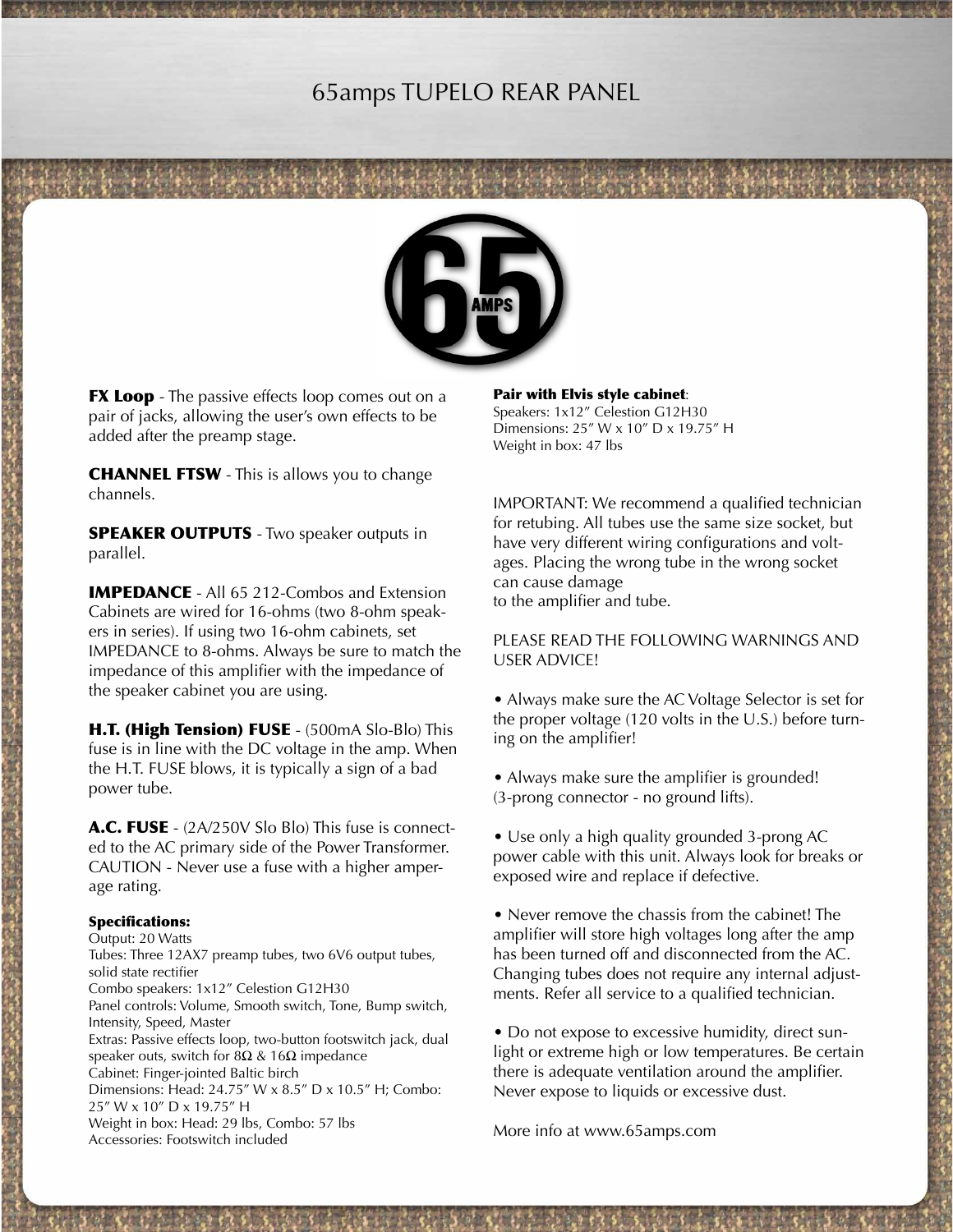# 65amps TUPELO REAR PANEL

**FX Loop** - The passive effects loop comes out on a pair of jacks, allowing the user's own effects to be added after the preamp stage.

**CHANNEL FTSW** - This is allows you to change channels.

**SPEAKER OUTPUTS** - Two speaker outputs in parallel.

**IMPEDANCE** - All 65 212-Combos and Extension Cabinets are wired for 16-ohms (two 8-ohm speakers in series). If using two 16-ohm cabinets, set IMPEDANCE to 8-ohms. Always be sure to match the impedance of this amplifier with the impedance of the speaker cabinet you are using.

**H.T. (High Tension) FUSE** - (500mA Slo-Blo) This fuse is in line with the DC voltage in the amp. When the H.T. FUSE blows, it is typically a sign of a bad power tube.

**A.C. FUSE** - (2A/250V Slo Blo) This fuse is connected to the AC primary side of the Power Transformer. CAUTION - Never use a fuse with a higher amperage rating.

**Specifications:**
Output: 20 Watts
Tubes: Three 12AX7 preamp tubes, two 6V6 output tubes, solid state rectifier
Combo speakers: 1x12" Celestion G12H30
Panel controls: Volume, Smooth switch, Tone, Bump switch, Intensity, Speed, Master
Extras: Passive effects loop, two-button footswitch jack, dual speaker outs, switch for 8Ω & 16Ω impedance
Cabinet: Finger-jointed Baltic birch
Dimensions: Head: 24.75" W x 8.5" D x 10.5" H; Combo: 25" W x 10" D x 19.75" H
Weight in box: Head: 29 lbs, Combo: 57 lbs
Accessories: Footswitch included

**Pair with Elvis style cabinet**:
Speakers: 1x12" Celestion G12H30
Dimensions: 25" W x 10" D x 19.75" H
Weight in box: 47 lbs

IMPORTANT: We recommend a qualified technician for retubing. All tubes use the same size socket, but have very different wiring configurations and voltages. Placing the wrong tube in the wrong socket can cause damage
to the amplifier and tube.

PLEASE READ THE FOLLOWING WARNINGS AND USER ADVICE!

- Always make sure the AC Voltage Selector is set for the proper voltage (120 volts in the U.S.) before turning on the amplifier!

- Always make sure the amplifier is grounded! (3-prong connector - no ground lifts).

- Use only a high quality grounded 3-prong AC power cable with this unit. Always look for breaks or exposed wire and replace if defective.

- Never remove the chassis from the cabinet! The amplifier will store high voltages long after the amp has been turned off and disconnected from the AC. Changing tubes does not require any internal adjustments. Refer all service to a qualified technician.

- Do not expose to excessive humidity, direct sunlight or extreme high or low temperatures. Be certain there is adequate ventilation around the amplifier. Never expose to liquids or excessive dust.

More info at www.65amps.com